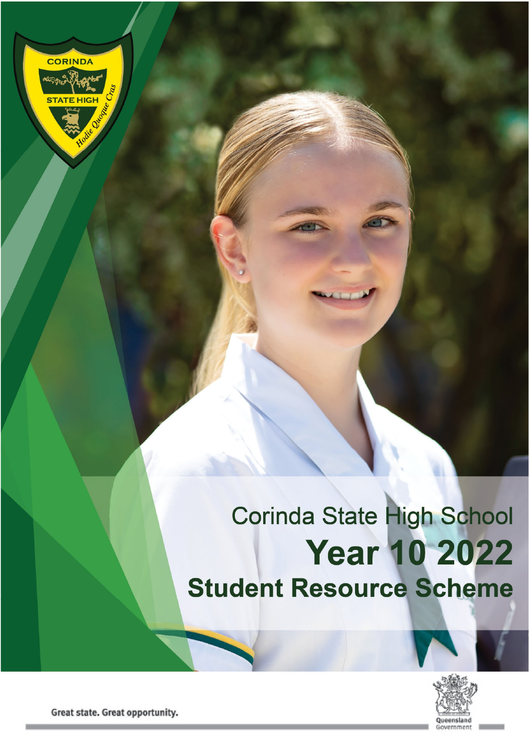# Corinda State High School

# Year 10 2022

# Student Resource Scheme

Great state. Great opportunity.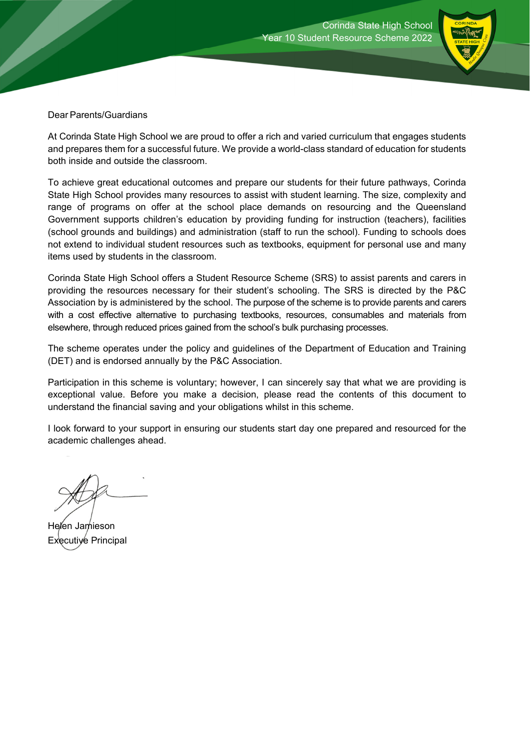Dear Parents/Guardians

At Corinda State High School we are proud to offer a rich and varied curriculum that engages students and prepares them for a successful future. We provide a world-class standard of education for students both inside and outside the classroom.

To achieve great educational outcomes and prepare our students for their future pathways, Corinda State High School provides many resources to assist with student learning. The size, complexity and range of programs on offer at the school place demands on resourcing and the Queensland Government supports children's education by providing funding for instruction (teachers), facilities (school grounds and buildings) and administration (staff to run the school). Funding to schools does not extend to individual student resources such as textbooks, equipment for personal use and many items used by students in the classroom.

Corinda State High School offers a Student Resource Scheme (SRS) to assist parents and carers in providing the resources necessary for their student's schooling. The SRS is directed by the P&C Association by is administered by the school. The purpose of the scheme is to provide parents and carers with a cost effective alternative to purchasing textbooks, resources, consumables and materials from elsewhere, through reduced prices gained from the school's bulk purchasing processes.

The scheme operates under the policy and guidelines of the Department of Education and Training (DET) and is endorsed annually by the P&C Association.

Participation in this scheme is voluntary; however, I can sincerely say that what we are providing is exceptional value. Before you make a decision, please read the contents of this document to understand the financial saving and your obligations whilst in this scheme.

I look forward to your support in ensuring our students start day one prepared and resourced for the academic challenges ahead.

Helen Jamieson
Executive Principal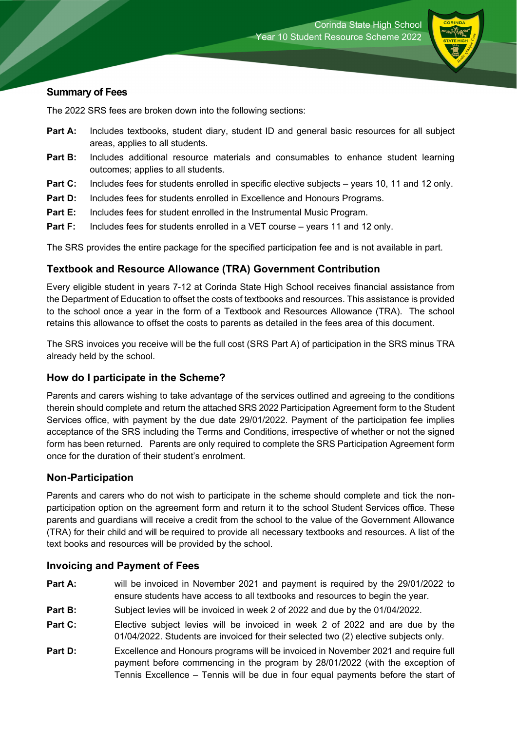## Summary of Fees

The 2022 SRS fees are broken down into the following sections:

- **Part A:** Includes textbooks, student diary, student ID and general basic resources for all subject areas, applies to all students.
- **Part B:** Includes additional resource materials and consumables to enhance student learning outcomes; applies to all students.
- **Part C:** Includes fees for students enrolled in specific elective subjects – years 10, 11 and 12 only.
- **Part D:** Includes fees for students enrolled in Excellence and Honours Programs.
- **Part E:** Includes fees for student enrolled in the Instrumental Music Program.
- **Part F:** Includes fees for students enrolled in a VET course – years 11 and 12 only.

The SRS provides the entire package for the specified participation fee and is not available in part.

## Textbook and Resource Allowance (TRA) Government Contribution

Every eligible student in years 7-12 at Corinda State High School receives financial assistance from the Department of Education to offset the costs of textbooks and resources. This assistance is provided to the school once a year in the form of a Textbook and Resources Allowance (TRA). The school retains this allowance to offset the costs to parents as detailed in the fees area of this document.

The SRS invoices you receive will be the full cost (SRS Part A) of participation in the SRS minus TRA already held by the school.

## How do I participate in the Scheme?

Parents and carers wishing to take advantage of the services outlined and agreeing to the conditions therein should complete and return the attached SRS 2022 Participation Agreement form to the Student Services office, with payment by the due date 29/01/2022. Payment of the participation fee implies acceptance of the SRS including the Terms and Conditions, irrespective of whether or not the signed form has been returned. Parents are only required to complete the SRS Participation Agreement form once for the duration of their student's enrolment.

## Non-Participation

Parents and carers who do not wish to participate in the scheme should complete and tick the non-participation option on the agreement form and return it to the school Student Services office. These parents and guardians will receive a credit from the school to the value of the Government Allowance (TRA) for their child and will be required to provide all necessary textbooks and resources. A list of the text books and resources will be provided by the school.

## Invoicing and Payment of Fees

- **Part A:** will be invoiced in November 2021 and payment is required by the 29/01/2022 to ensure students have access to all textbooks and resources to begin the year.
- **Part B:** Subject levies will be invoiced in week 2 of 2022 and due by the 01/04/2022.
- **Part C:** Elective subject levies will be invoiced in week 2 of 2022 and are due by the 01/04/2022. Students are invoiced for their selected two (2) elective subjects only.
- **Part D:** Excellence and Honours programs will be invoiced in November 2021 and require full payment before commencing in the program by 28/01/2022 (with the exception of Tennis Excellence – Tennis will be due in four equal payments before the start of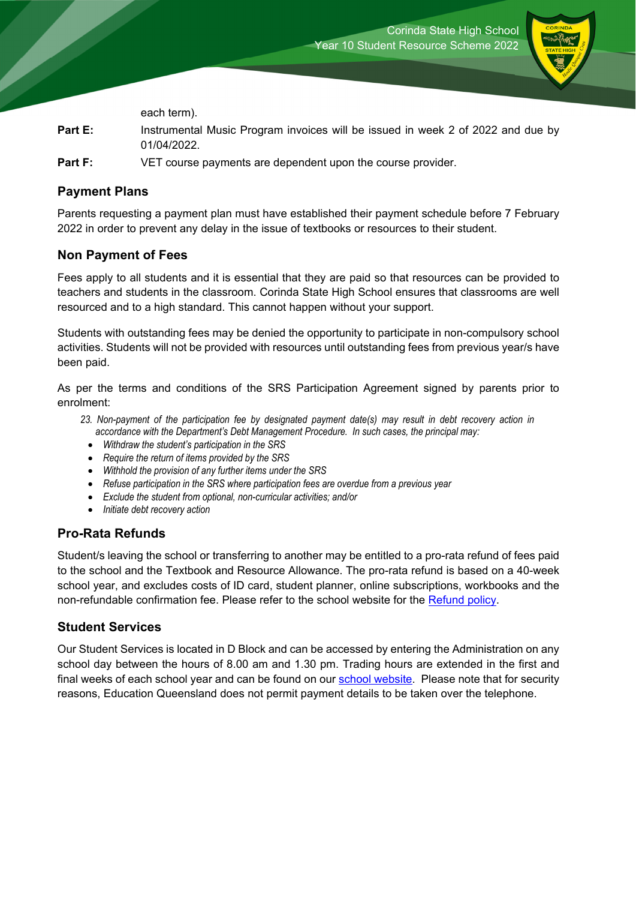each term).

**Part E:** Instrumental Music Program invoices will be issued in week 2 of 2022 and due by 01/04/2022.

**Part F:** VET course payments are dependent upon the course provider.

## Payment Plans

Parents requesting a payment plan must have established their payment schedule before 7 February 2022 in order to prevent any delay in the issue of textbooks or resources to their student.

## Non Payment of Fees

Fees apply to all students and it is essential that they are paid so that resources can be provided to teachers and students in the classroom. Corinda State High School ensures that classrooms are well resourced and to a high standard. This cannot happen without your support.

Students with outstanding fees may be denied the opportunity to participate in non-compulsory school activities. Students will not be provided with resources until outstanding fees from previous year/s have been paid.

As per the terms and conditions of the SRS Participation Agreement signed by parents prior to enrolment:

*23. Non-payment of the participation fee by designated payment date(s) may result in debt recovery action in accordance with the Department's Debt Management Procedure. In such cases, the principal may:*

- *Withdraw the student's participation in the SRS*
- *Require the return of items provided by the SRS*
- *Withhold the provision of any further items under the SRS*
- *Refuse participation in the SRS where participation fees are overdue from a previous year*
- *Exclude the student from optional, non-curricular activities; and/or*
- *Initiate debt recovery action*

## Pro-Rata Refunds

Student/s leaving the school or transferring to another may be entitled to a pro-rata refund of fees paid to the school and the Textbook and Resource Allowance. The pro-rata refund is based on a 40-week school year, and excludes costs of ID card, student planner, online subscriptions, workbooks and the non-refundable confirmation fee. Please refer to the school website for the Refund policy.

## Student Services

Our Student Services is located in D Block and can be accessed by entering the Administration on any school day between the hours of 8.00 am and 1.30 pm. Trading hours are extended in the first and final weeks of each school year and can be found on our school website. Please note that for security reasons, Education Queensland does not permit payment details to be taken over the telephone.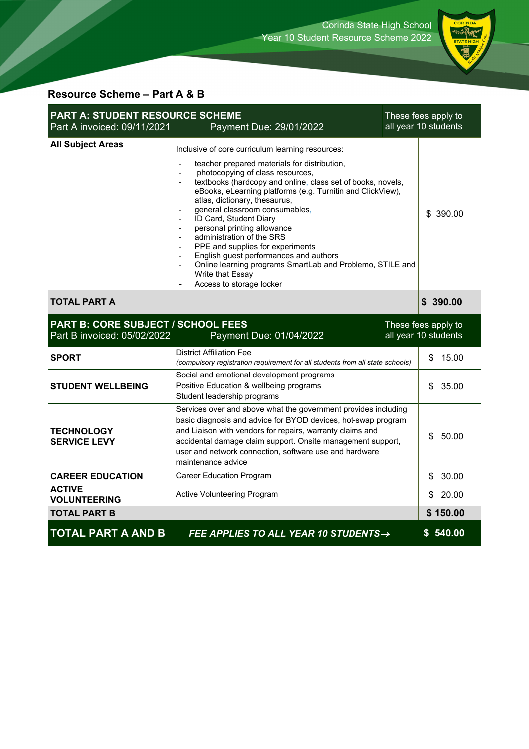## Resource Scheme – Part A & B

| **PART A: STUDENT RESOURCE SCHEME**<br>Part A invoiced: 09/11/2021 | Payment Due: 29/01/2022 | These fees apply to all year 10 students |
|---|---|---|
| **All Subject Areas** | Inclusive of core curriculum learning resources:<br>- teacher prepared materials for distribution,<br>- photocopying of class resources,<br>- textbooks (hardcopy and online, class set of books, novels, eBooks, eLearning platforms (e.g. Turnitin and ClickView), atlas, dictionary, thesaurus,<br>- general classroom consumables,<br>- ID Card, Student Diary<br>- personal printing allowance<br>- administration of the SRS<br>- PPE and supplies for experiments<br>- English guest performances and authors<br>- Online learning programs SmartLab and Problemo, STILE and Write that Essay<br>- Access to storage locker | $ 390.00 |
| **TOTAL PART A** | | **$ 390.00** |
| **PART B: CORE SUBJECT / SCHOOL FEES**<br>Part B invoiced: 05/02/2022 | Payment Due: 01/04/2022 | These fees apply to all year 10 students |
| **SPORT** | District Affiliation Fee<br>*(compulsory registration requirement for all students from all state schools)* | $ 15.00 |
| **STUDENT WELLBEING** | Social and emotional development programs<br>Positive Education & wellbeing programs<br>Student leadership programs | $ 35.00 |
| **TECHNOLOGY SERVICE LEVY** | Services over and above what the government provides including basic diagnosis and advice for BYOD devices, hot-swap program and Liaison with vendors for repairs, warranty claims and accidental damage claim support. Onsite management support, user and network connection, software use and hardware maintenance advice | $ 50.00 |
| **CAREER EDUCATION** | Career Education Program | $ 30.00 |
| **ACTIVE VOLUNTEERING** | Active Volunteering Program | $ 20.00 |
| **TOTAL PART B** | | **$ 150.00** |
| **TOTAL PART A AND B** | ***FEE APPLIES TO ALL YEAR 10 STUDENTS→*** | **$ 540.00** |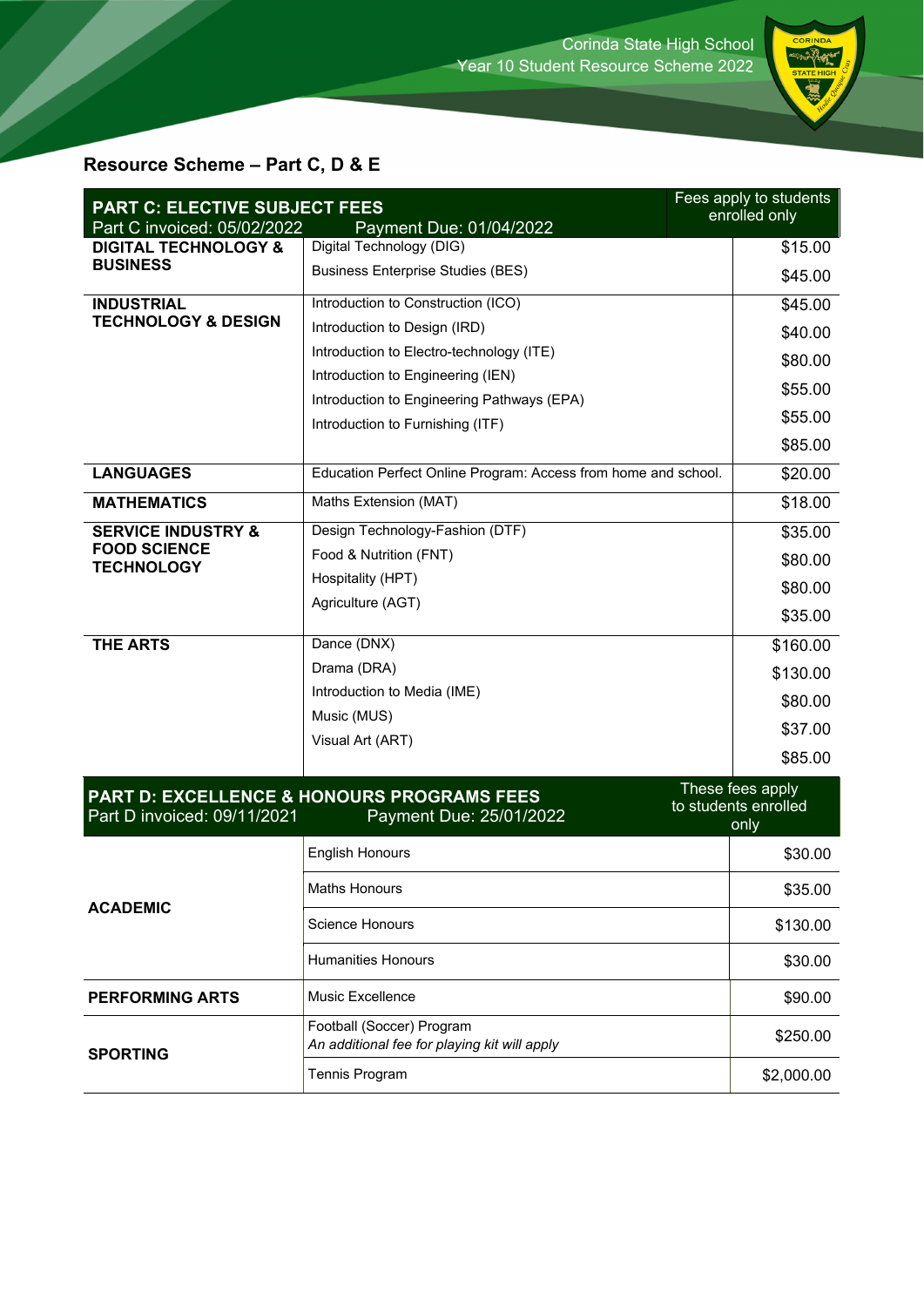## Resource Scheme – Part C, D & E

| PART C: ELECTIVE SUBJECT FEES<br>Part C invoiced: 05/02/2022 | Payment Due: 01/04/2022 | Fees apply to students enrolled only |
|---|---|---|
| **DIGITAL TECHNOLOGY & BUSINESS** | Digital Technology (DIG) | $15.00 |
| | Business Enterprise Studies (BES) | $45.00 |
| **INDUSTRIAL TECHNOLOGY & DESIGN** | Introduction to Construction (ICO) | $45.00 |
| | Introduction to Design (IRD) | $40.00 |
| | Introduction to Electro-technology (ITE) | $80.00 |
| | Introduction to Engineering (IEN) | $55.00 |
| | Introduction to Engineering Pathways (EPA) | $55.00 |
| | Introduction to Furnishing (ITF) | $85.00 |
| **LANGUAGES** | Education Perfect Online Program: Access from home and school. | $20.00 |
| **MATHEMATICS** | Maths Extension (MAT) | $18.00 |
| **SERVICE INDUSTRY & FOOD SCIENCE TECHNOLOGY** | Design Technology-Fashion (DTF) | $35.00 |
| | Food & Nutrition (FNT) | $80.00 |
| | Hospitality (HPT) | $80.00 |
| | Agriculture (AGT) | $35.00 |
| **THE ARTS** | Dance (DNX) | $160.00 |
| | Drama (DRA) | $130.00 |
| | Introduction to Media (IME) | $80.00 |
| | Music (MUS) | $37.00 |
| | Visual Art (ART) | $85.00 |

| PART D: EXCELLENCE & HONOURS PROGRAMS FEES<br>Part D invoiced: 09/11/2021 | Payment Due: 25/01/2022 | These fees apply to students enrolled only |
|---|---|---|
| **ACADEMIC** | English Honours | $30.00 |
| | Maths Honours | $35.00 |
| | Science Honours | $130.00 |
| | Humanities Honours | $30.00 |
| **PERFORMING ARTS** | Music Excellence | $90.00 |
| **SPORTING** | Football (Soccer) Program<br>*An additional fee for playing kit will apply* | $250.00 |
| | Tennis Program | $2,000.00 |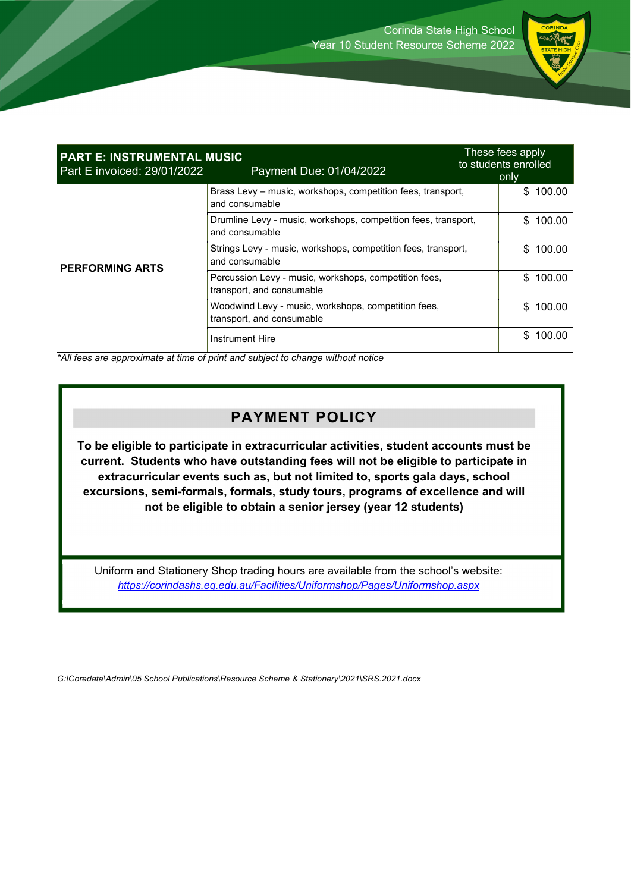| PART E: INSTRUMENTAL MUSIC<br>Part E invoiced: 29/01/2022 | Payment Due: 01/04/2022 | These fees apply to students enrolled only |
|---|---|---|
| PERFORMING ARTS | Brass Levy – music, workshops, competition fees, transport, and consumable | $ 100.00 |
| | Drumline Levy - music, workshops, competition fees, transport, and consumable | $ 100.00 |
| | Strings Levy - music, workshops, competition fees, transport, and consumable | $ 100.00 |
| | Percussion Levy - music, workshops, competition fees, transport, and consumable | $ 100.00 |
| | Woodwind Levy - music, workshops, competition fees, transport, and consumable | $ 100.00 |
| | Instrument Hire | $ 100.00 |

*\*All fees are approximate at time of print and subject to change without notice*

## PAYMENT POLICY

**To be eligible to participate in extracurricular activities, student accounts must be current. Students who have outstanding fees will not be eligible to participate in extracurricular events such as, but not limited to, sports gala days, school excursions, semi-formals, formals, study tours, programs of excellence and will not be eligible to obtain a senior jersey (year 12 students)**

Uniform and Stationery Shop trading hours are available from the school's website: https://corindashs.eq.edu.au/Facilities/Uniformshop/Pages/Uniformshop.aspx

*G:\Coredata\Admin\05 School Publications\Resource Scheme & Stationery\2021\SRS.2021.docx*